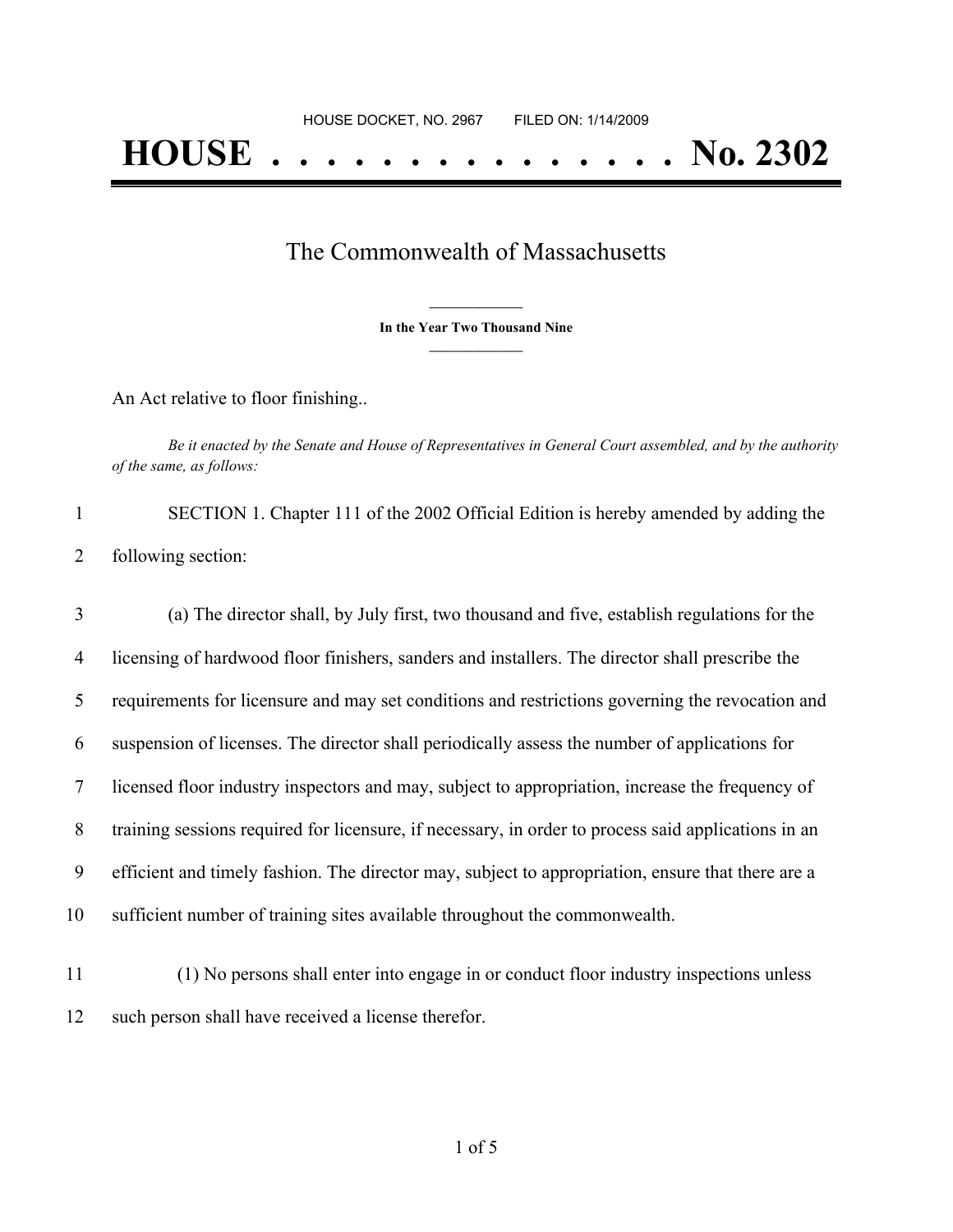HOUSE DOCKET, NO. 2967        FILED ON: 1/14/2009

# HOUSE . . . . . . . . . . . . . . . No. 2302

## The Commonwealth of Massachusetts

**In the Year Two Thousand Nine**

An Act relative to floor finishing..

*Be it enacted by the Senate and House of Representatives in General Court assembled, and by the authority of the same, as follows:*

1 SECTION 1. Chapter 111 of the 2002 Official Edition is hereby amended by adding the
2 following section:

3 (a) The director shall, by July first, two thousand and five, establish regulations for the
4 licensing of hardwood floor finishers, sanders and installers. The director shall prescribe the
5 requirements for licensure and may set conditions and restrictions governing the revocation and
6 suspension of licenses. The director shall periodically assess the number of applications for
7 licensed floor industry inspectors and may, subject to appropriation, increase the frequency of
8 training sessions required for licensure, if necessary, in order to process said applications in an
9 efficient and timely fashion. The director may, subject to appropriation, ensure that there are a
10 sufficient number of training sites available throughout the commonwealth.

11 (1) No persons shall enter into engage in or conduct floor industry inspections unless
12 such person shall have received a license therefor.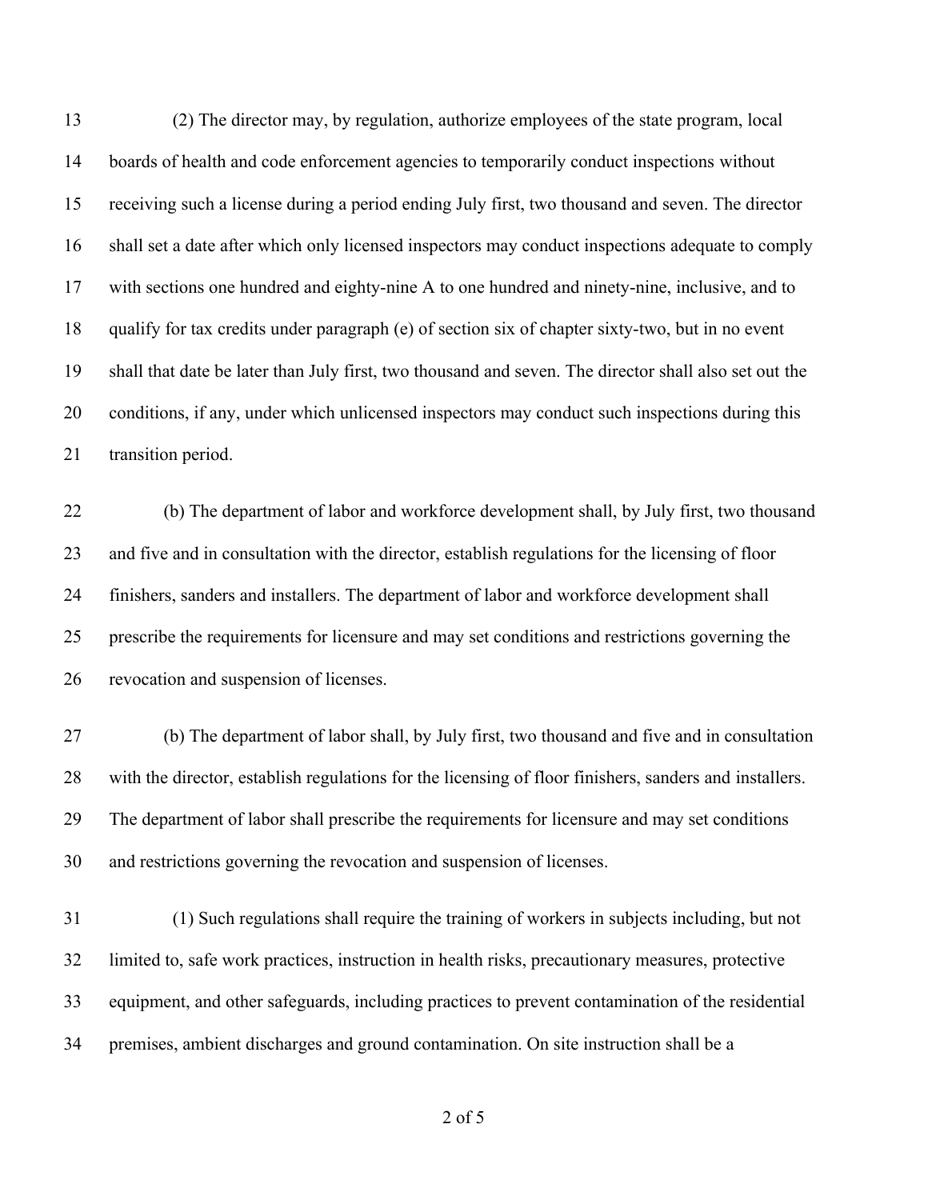(2) The director may, by regulation, authorize employees of the state program, local boards of health and code enforcement agencies to temporarily conduct inspections without receiving such a license during a period ending July first, two thousand and seven. The director shall set a date after which only licensed inspectors may conduct inspections adequate to comply with sections one hundred and eighty-nine A to one hundred and ninety-nine, inclusive, and to qualify for tax credits under paragraph (e) of section six of chapter sixty-two, but in no event shall that date be later than July first, two thousand and seven. The director shall also set out the conditions, if any, under which unlicensed inspectors may conduct such inspections during this transition period.

(b) The department of labor and workforce development shall, by July first, two thousand and five and in consultation with the director, establish regulations for the licensing of floor finishers, sanders and installers. The department of labor and workforce development shall prescribe the requirements for licensure and may set conditions and restrictions governing the revocation and suspension of licenses.

(b) The department of labor shall, by July first, two thousand and five and in consultation with the director, establish regulations for the licensing of floor finishers, sanders and installers. The department of labor shall prescribe the requirements for licensure and may set conditions and restrictions governing the revocation and suspension of licenses.

(1) Such regulations shall require the training of workers in subjects including, but not limited to, safe work practices, instruction in health risks, precautionary measures, protective equipment, and other safeguards, including practices to prevent contamination of the residential premises, ambient discharges and ground contamination. On site instruction shall be a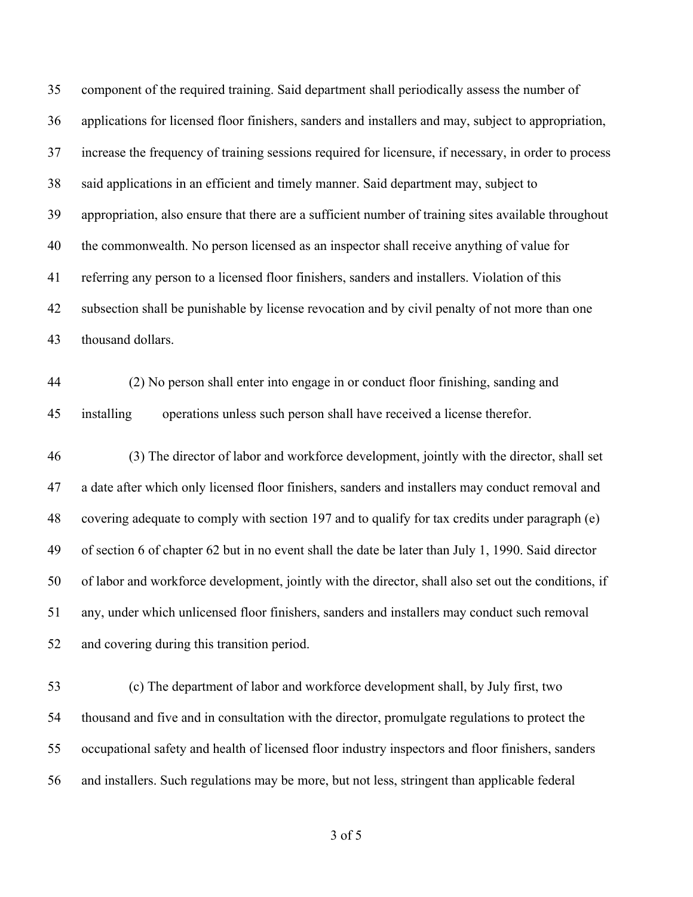component of the required training. Said department shall periodically assess the number of applications for licensed floor finishers, sanders and installers and may, subject to appropriation, increase the frequency of training sessions required for licensure, if necessary, in order to process said applications in an efficient and timely manner. Said department may, subject to appropriation, also ensure that there are a sufficient number of training sites available throughout the commonwealth. No person licensed as an inspector shall receive anything of value for referring any person to a licensed floor finishers, sanders and installers. Violation of this subsection shall be punishable by license revocation and by civil penalty of not more than one thousand dollars.

(2) No person shall enter into engage in or conduct floor finishing, sanding and installing operations unless such person shall have received a license therefor.

(3) The director of labor and workforce development, jointly with the director, shall set a date after which only licensed floor finishers, sanders and installers may conduct removal and covering adequate to comply with section 197 and to qualify for tax credits under paragraph (e) of section 6 of chapter 62 but in no event shall the date be later than July 1, 1990. Said director of labor and workforce development, jointly with the director, shall also set out the conditions, if any, under which unlicensed floor finishers, sanders and installers may conduct such removal and covering during this transition period.

(c) The department of labor and workforce development shall, by July first, two thousand and five and in consultation with the director, promulgate regulations to protect the occupational safety and health of licensed floor industry inspectors and floor finishers, sanders and installers. Such regulations may be more, but not less, stringent than applicable federal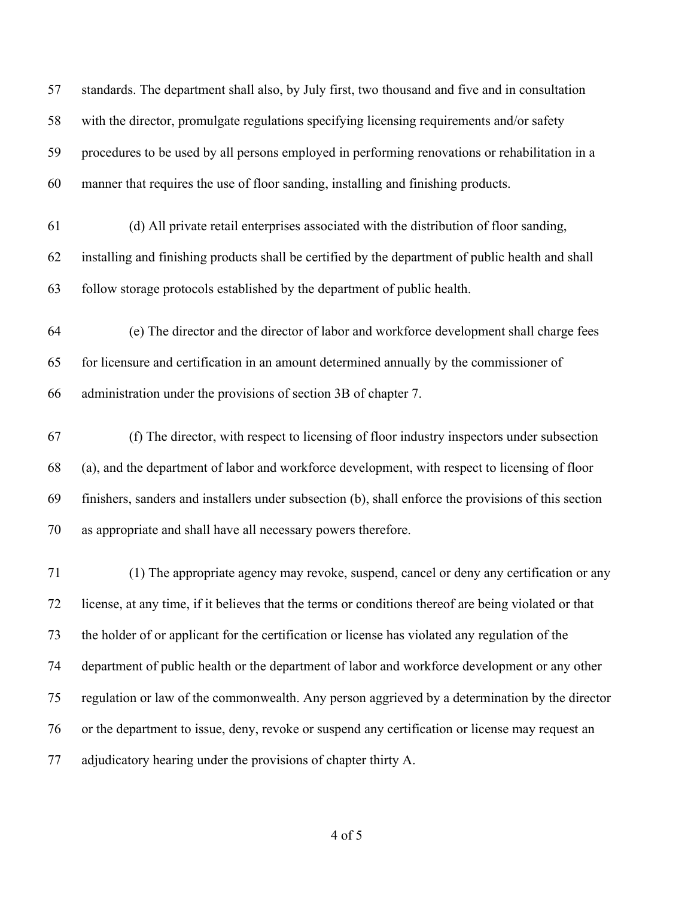57 standards. The department shall also, by July first, two thousand and five and in consultation

58 with the director, promulgate regulations specifying licensing requirements and/or safety

59 procedures to be used by all persons employed in performing renovations or rehabilitation in a

60 manner that requires the use of floor sanding, installing and finishing products.

61 (d) All private retail enterprises associated with the distribution of floor sanding,

62 installing and finishing products shall be certified by the department of public health and shall

63 follow storage protocols established by the department of public health.

64 (e) The director and the director of labor and workforce development shall charge fees

65 for licensure and certification in an amount determined annually by the commissioner of

66 administration under the provisions of section 3B of chapter 7.

67 (f) The director, with respect to licensing of floor industry inspectors under subsection

68 (a), and the department of labor and workforce development, with respect to licensing of floor

69 finishers, sanders and installers under subsection (b), shall enforce the provisions of this section

70 as appropriate and shall have all necessary powers therefore.

71 (1) The appropriate agency may revoke, suspend, cancel or deny any certification or any

72 license, at any time, if it believes that the terms or conditions thereof are being violated or that

73 the holder of or applicant for the certification or license has violated any regulation of the

74 department of public health or the department of labor and workforce development or any other

75 regulation or law of the commonwealth. Any person aggrieved by a determination by the director

76 or the department to issue, deny, revoke or suspend any certification or license may request an

77 adjudicatory hearing under the provisions of chapter thirty A.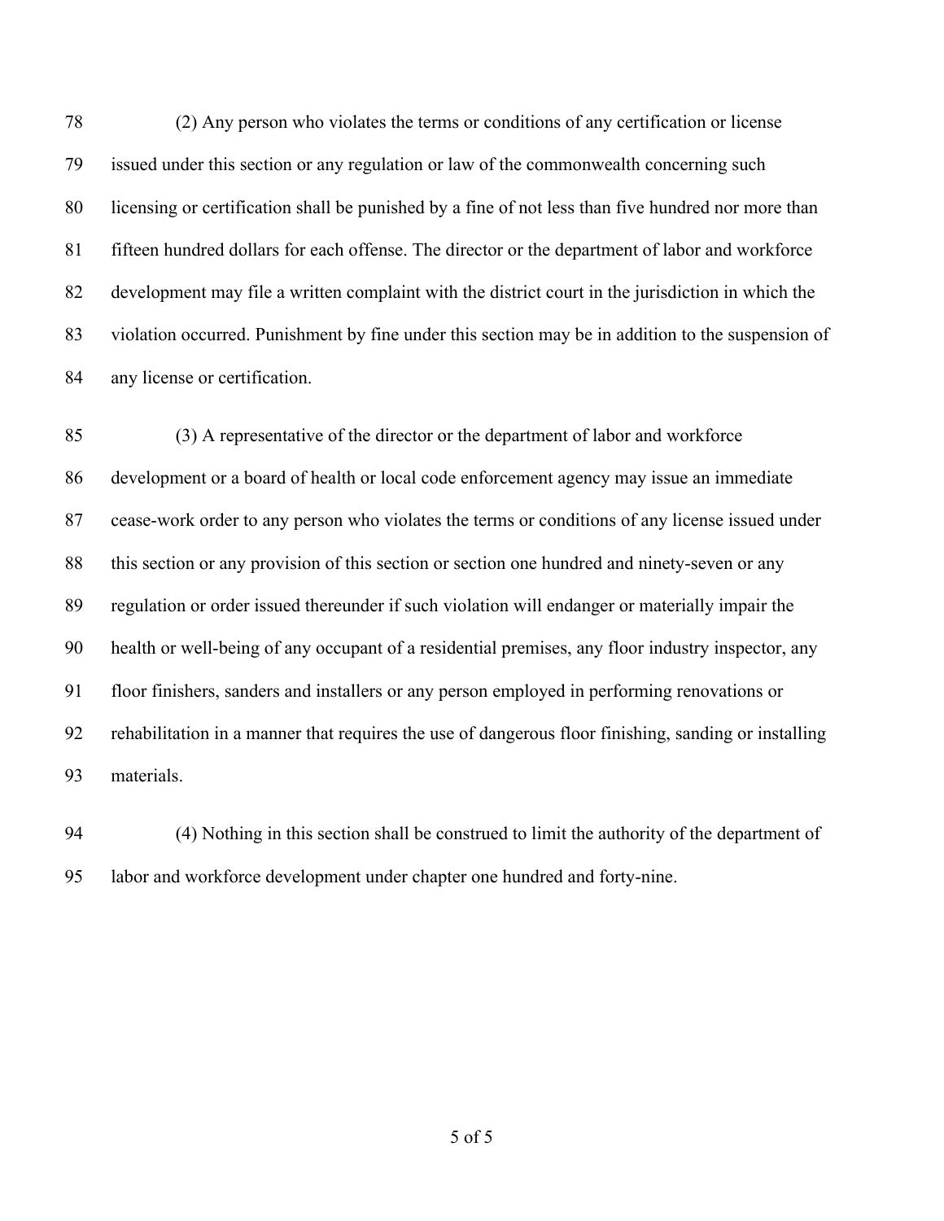(2) Any person who violates the terms or conditions of any certification or license issued under this section or any regulation or law of the commonwealth concerning such licensing or certification shall be punished by a fine of not less than five hundred nor more than fifteen hundred dollars for each offense. The director or the department of labor and workforce development may file a written complaint with the district court in the jurisdiction in which the violation occurred. Punishment by fine under this section may be in addition to the suspension of any license or certification.

(3) A representative of the director or the department of labor and workforce development or a board of health or local code enforcement agency may issue an immediate cease-work order to any person who violates the terms or conditions of any license issued under this section or any provision of this section or section one hundred and ninety-seven or any regulation or order issued thereunder if such violation will endanger or materially impair the health or well-being of any occupant of a residential premises, any floor industry inspector, any floor finishers, sanders and installers or any person employed in performing renovations or rehabilitation in a manner that requires the use of dangerous floor finishing, sanding or installing materials.

(4) Nothing in this section shall be construed to limit the authority of the department of labor and workforce development under chapter one hundred and forty-nine.